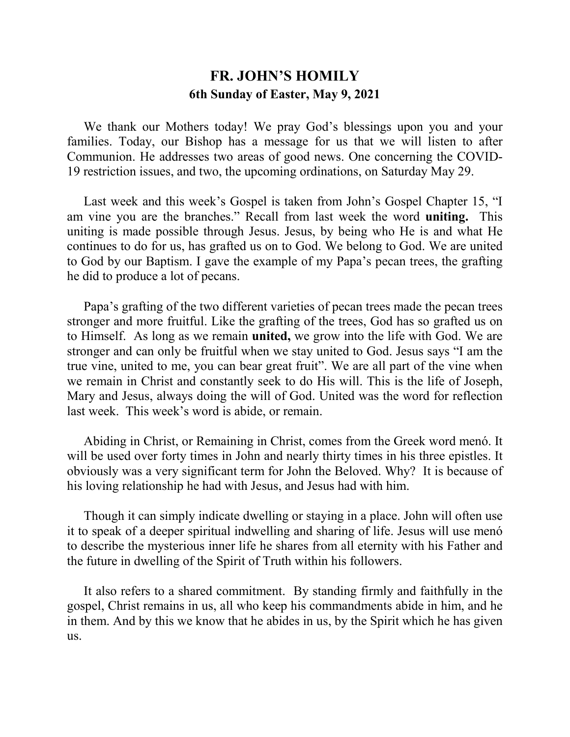# FR. JOHN'S HOMILY

## 6th Sunday of Easter, May 9, 2021

We thank our Mothers today! We pray God's blessings upon you and your families. Today, our Bishop has a message for us that we will listen to after Communion. He addresses two areas of good news. One concerning the COVID-19 restriction issues, and two, the upcoming ordinations, on Saturday May 29.

Last week and this week's Gospel is taken from John's Gospel Chapter 15, "I am vine you are the branches." Recall from last week the word **uniting.** This uniting is made possible through Jesus. Jesus, by being who He is and what He continues to do for us, has grafted us on to God. We belong to God. We are united to God by our Baptism. I gave the example of my Papa's pecan trees, the grafting he did to produce a lot of pecans.

Papa's grafting of the two different varieties of pecan trees made the pecan trees stronger and more fruitful. Like the grafting of the trees, God has so grafted us on to Himself. As long as we remain **united,** we grow into the life with God. We are stronger and can only be fruitful when we stay united to God. Jesus says "I am the true vine, united to me, you can bear great fruit". We are all part of the vine when we remain in Christ and constantly seek to do His will. This is the life of Joseph, Mary and Jesus, always doing the will of God. United was the word for reflection last week. This week's word is abide, or remain.

Abiding in Christ, or Remaining in Christ, comes from the Greek word menó. It will be used over forty times in John and nearly thirty times in his three epistles. It obviously was a very significant term for John the Beloved. Why? It is because of his loving relationship he had with Jesus, and Jesus had with him.

Though it can simply indicate dwelling or staying in a place. John will often use it to speak of a deeper spiritual indwelling and sharing of life. Jesus will use menó to describe the mysterious inner life he shares from all eternity with his Father and the future in dwelling of the Spirit of Truth within his followers.

It also refers to a shared commitment. By standing firmly and faithfully in the gospel, Christ remains in us, all who keep his commandments abide in him, and he in them. And by this we know that he abides in us, by the Spirit which he has given us.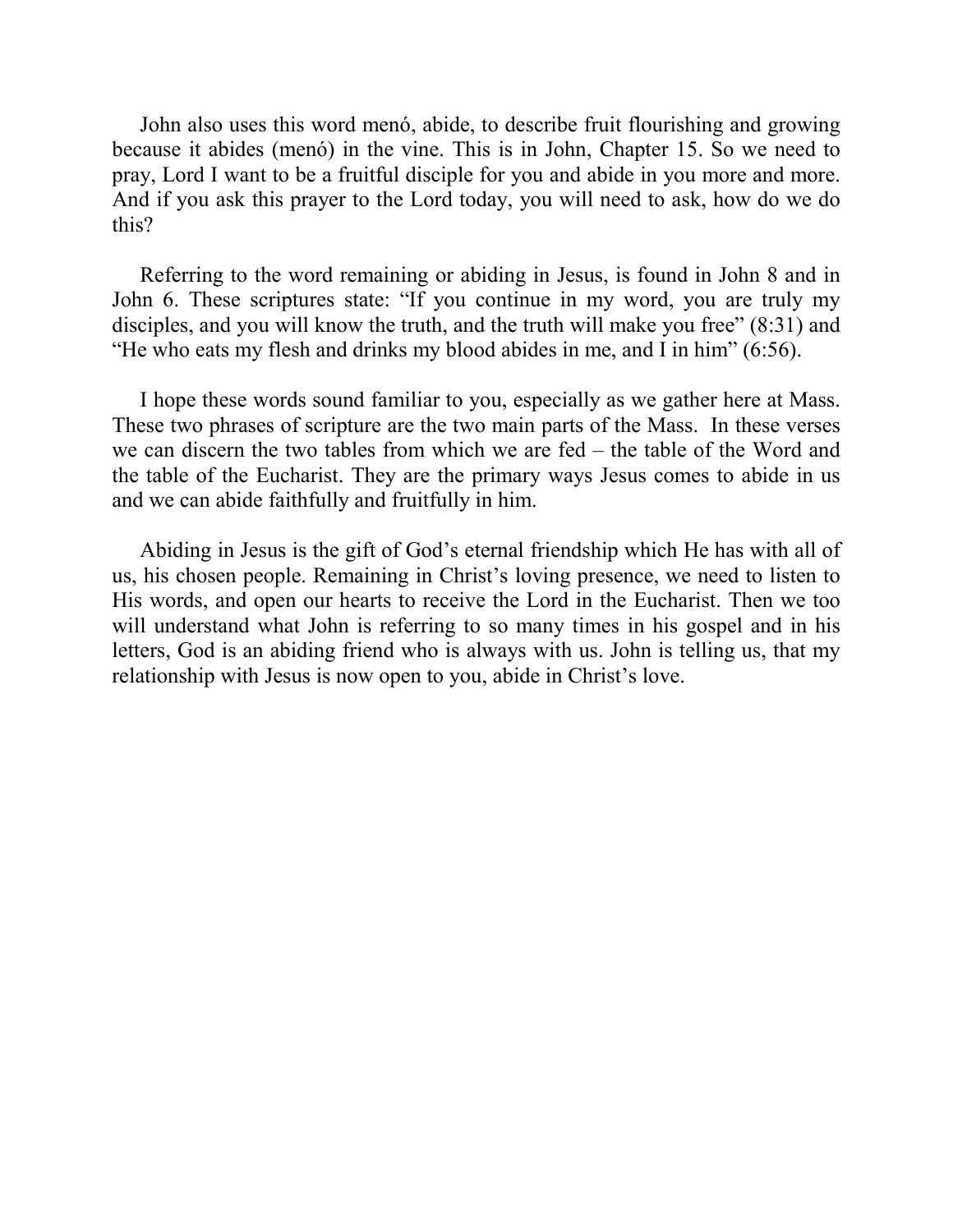John also uses this word menó, abide, to describe fruit flourishing and growing because it abides (menó) in the vine. This is in John, Chapter 15. So we need to pray, Lord I want to be a fruitful disciple for you and abide in you more and more. And if you ask this prayer to the Lord today, you will need to ask, how do we do this?

Referring to the word remaining or abiding in Jesus, is found in John 8 and in John 6. These scriptures state: "If you continue in my word, you are truly my disciples, and you will know the truth, and the truth will make you free" (8:31) and "He who eats my flesh and drinks my blood abides in me, and I in him" (6:56).

I hope these words sound familiar to you, especially as we gather here at Mass. These two phrases of scripture are the two main parts of the Mass. In these verses we can discern the two tables from which we are fed – the table of the Word and the table of the Eucharist. They are the primary ways Jesus comes to abide in us and we can abide faithfully and fruitfully in him.

Abiding in Jesus is the gift of God's eternal friendship which He has with all of us, his chosen people. Remaining in Christ's loving presence, we need to listen to His words, and open our hearts to receive the Lord in the Eucharist. Then we too will understand what John is referring to so many times in his gospel and in his letters, God is an abiding friend who is always with us. John is telling us, that my relationship with Jesus is now open to you, abide in Christ's love.